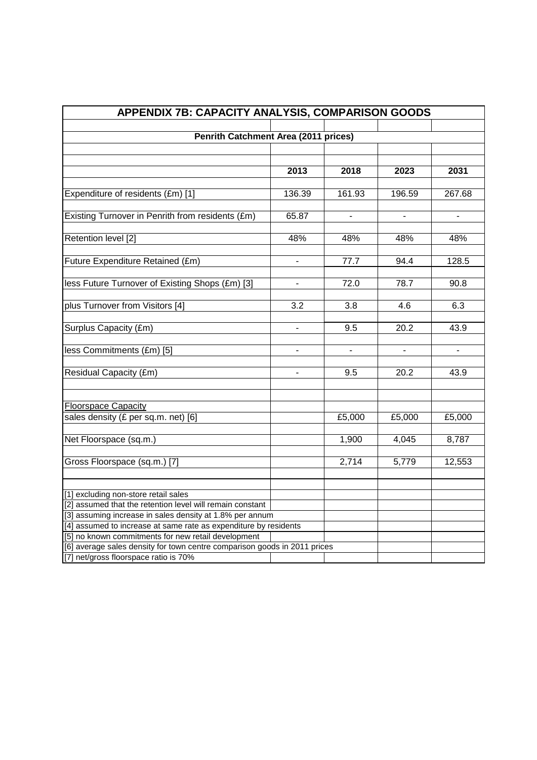# APPENDIX 7B: CAPACITY ANALYSIS, COMPARISON GOODS

## Penrith Catchment Area (2011 prices)

| | 2013 | 2018 | 2023 | 2031 |
|---|---|---|---|---|
| Expenditure of residents (£m) [1] | 136.39 | 161.93 | 196.59 | 267.68 |
| Existing Turnover in Penrith from residents (£m) | 65.87 | - | - | - |
| Retention level [2] | 48% | 48% | 48% | 48% |
| Future Expenditure Retained (£m) | - | 77.7 | 94.4 | 128.5 |
| less Future Turnover of Existing Shops (£m) [3] | - | 72.0 | 78.7 | 90.8 |
| plus Turnover from Visitors [4] | 3.2 | 3.8 | 4.6 | 6.3 |
| Surplus Capacity (£m) | - | 9.5 | 20.2 | 43.9 |
| less Commitments (£m) [5] | - | - | - | - |
| Residual Capacity (£m) | - | 9.5 | 20.2 | 43.9 |
| Floorspace Capacity | | | | |
| sales density (£ per sq.m. net) [6] | | £5,000 | £5,000 | £5,000 |
| Net Floorspace (sq.m.) | | 1,900 | 4,045 | 8,787 |
| Gross Floorspace (sq.m.) [7] | | 2,714 | 5,779 | 12,553 |

[1] excluding non-store retail sales
[2] assumed that the retention level will remain constant
[3] assuming increase in sales density at 1.8% per annum
[4] assumed to increase at same rate as expenditure by residents
[5] no known commitments for new retail development
[6] average sales density for town centre comparison goods in 2011 prices
[7] net/gross floorspace ratio is 70%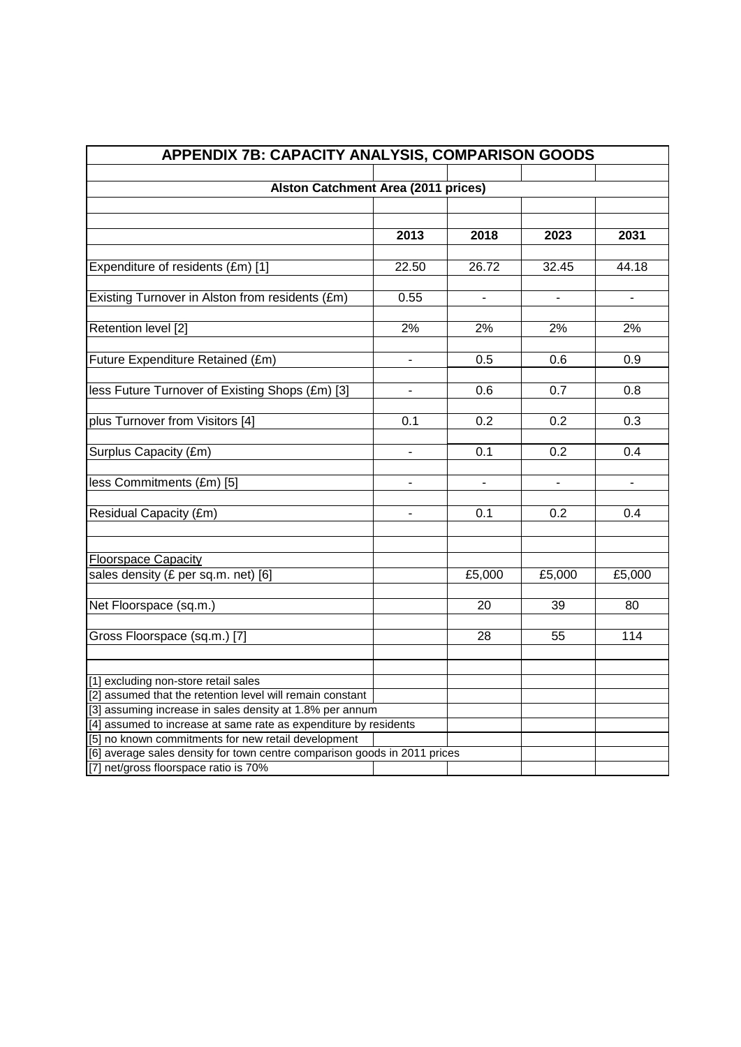# APPENDIX 7B: CAPACITY ANALYSIS, COMPARISON GOODS

## Alston Catchment Area (2011 prices)

| | 2013 | 2018 | 2023 | 2031 |
|---|---|---|---|---|
| Expenditure of residents (£m) [1] | 22.50 | 26.72 | 32.45 | 44.18 |
| Existing Turnover in Alston from residents (£m) | 0.55 | - | - | - |
| Retention level [2] | 2% | 2% | 2% | 2% |
| Future Expenditure Retained (£m) | - | 0.5 | 0.6 | 0.9 |
| less Future Turnover of Existing Shops (£m) [3] | - | 0.6 | 0.7 | 0.8 |
| plus Turnover from Visitors [4] | 0.1 | 0.2 | 0.2 | 0.3 |
| Surplus Capacity (£m) | - | 0.1 | 0.2 | 0.4 |
| less Commitments (£m) [5] | - | - | - | - |
| Residual Capacity (£m) | - | 0.1 | 0.2 | 0.4 |
| Floorspace Capacity | | | | |
| sales density (£ per sq.m. net) [6] | | £5,000 | £5,000 | £5,000 |
| Net Floorspace (sq.m.) | | 20 | 39 | 80 |
| Gross Floorspace (sq.m.) [7] | | 28 | 55 | 114 |

[1] excluding non-store retail sales
[2] assumed that the retention level will remain constant
[3] assuming increase in sales density at 1.8% per annum
[4] assumed to increase at same rate as expenditure by residents
[5] no known commitments for new retail development
[6] average sales density for town centre comparison goods in 2011 prices
[7] net/gross floorspace ratio is 70%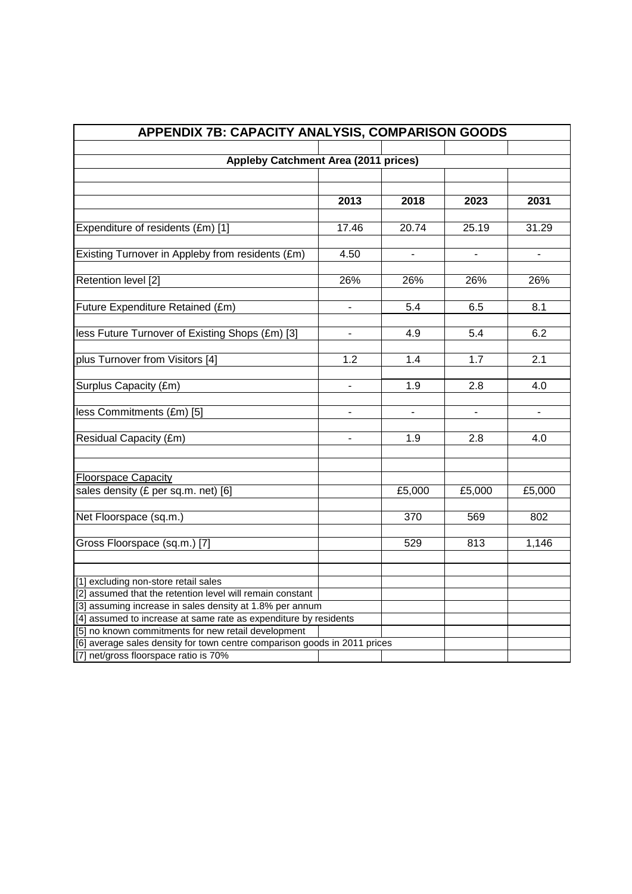## APPENDIX 7B: CAPACITY ANALYSIS, COMPARISON GOODS

### Appleby Catchment Area (2011 prices)

| | 2013 | 2018 | 2023 | 2031 |
|---|---|---|---|---|
| Expenditure of residents (£m) [1] | 17.46 | 20.74 | 25.19 | 31.29 |
| Existing Turnover in Appleby from residents (£m) | 4.50 | - | - | - |
| Retention level [2] | 26% | 26% | 26% | 26% |
| Future Expenditure Retained (£m) | - | 5.4 | 6.5 | 8.1 |
| less Future Turnover of Existing Shops (£m) [3] | - | 4.9 | 5.4 | 6.2 |
| plus Turnover from Visitors [4] | 1.2 | 1.4 | 1.7 | 2.1 |
| Surplus Capacity (£m) | - | 1.9 | 2.8 | 4.0 |
| less Commitments (£m) [5] | - | - | - | - |
| Residual Capacity (£m) | - | 1.9 | 2.8 | 4.0 |
| Floorspace Capacity | | | | |
| sales density (£ per sq.m. net) [6] | | £5,000 | £5,000 | £5,000 |
| Net Floorspace (sq.m.) | | 370 | 569 | 802 |
| Gross Floorspace (sq.m.) [7] | | 529 | 813 | 1,146 |

[1] excluding non-store retail sales
[2] assumed that the retention level will remain constant
[3] assuming increase in sales density at 1.8% per annum
[4] assumed to increase at same rate as expenditure by residents
[5] no known commitments for new retail development
[6] average sales density for town centre comparison goods in 2011 prices
[7] net/gross floorspace ratio is 70%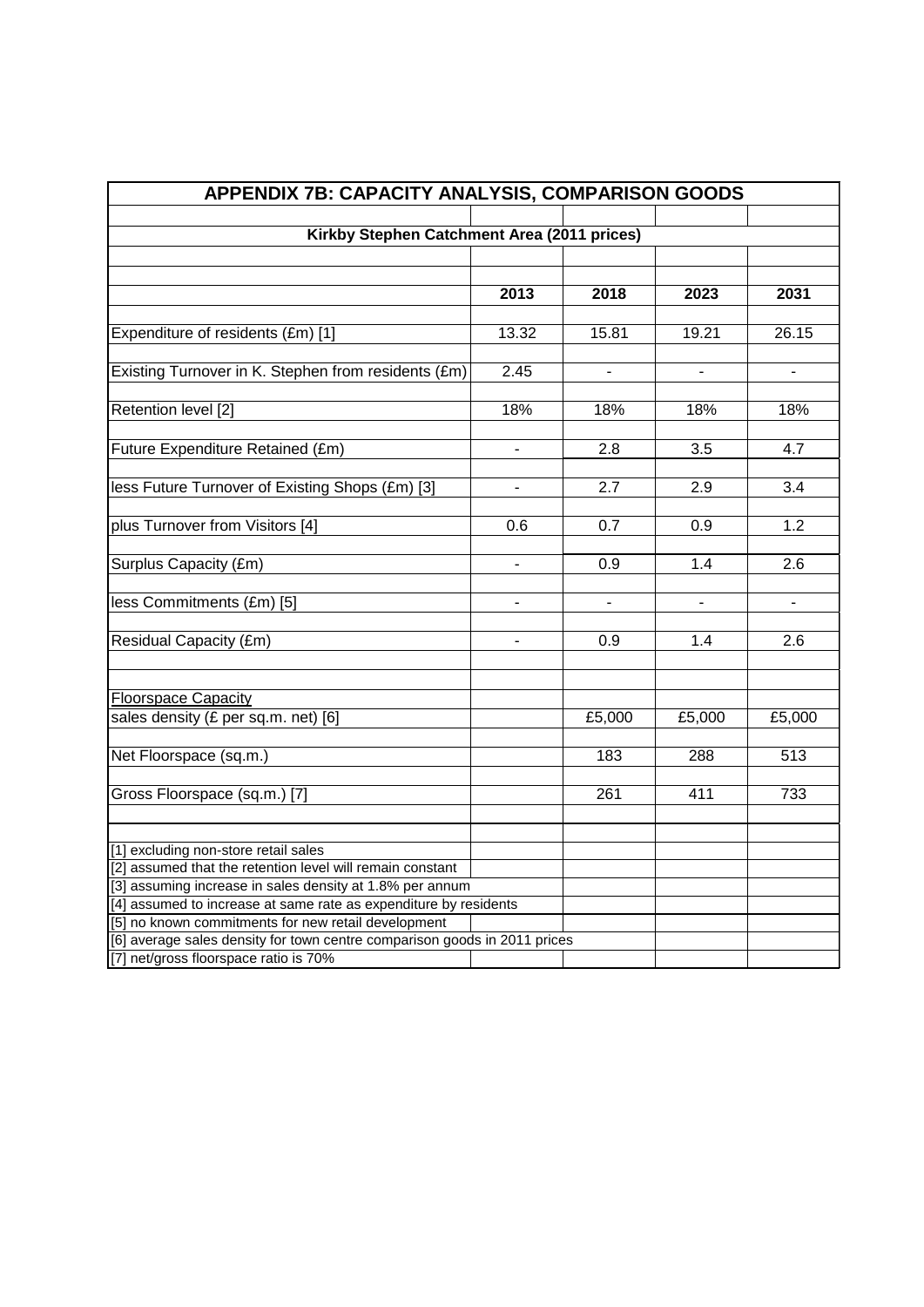## APPENDIX 7B: CAPACITY ANALYSIS, COMPARISON GOODS

### Kirkby Stephen Catchment Area (2011 prices)

| | 2013 | 2018 | 2023 | 2031 |
|---|---|---|---|---|
| Expenditure of residents (£m) [1] | 13.32 | 15.81 | 19.21 | 26.15 |
| Existing Turnover in K. Stephen from residents (£m) | 2.45 | - | - | - |
| Retention level [2] | 18% | 18% | 18% | 18% |
| Future Expenditure Retained (£m) | - | 2.8 | 3.5 | 4.7 |
| less Future Turnover of Existing Shops (£m) [3] | - | 2.7 | 2.9 | 3.4 |
| plus Turnover from Visitors [4] | 0.6 | 0.7 | 0.9 | 1.2 |
| Surplus Capacity (£m) | - | 0.9 | 1.4 | 2.6 |
| less Commitments (£m) [5] | - | - | - | - |
| Residual Capacity (£m) | - | 0.9 | 1.4 | 2.6 |
| Floorspace Capacity | | | | |
| sales density (£ per sq.m. net) [6] | | £5,000 | £5,000 | £5,000 |
| Net Floorspace (sq.m.) | | 183 | 288 | 513 |
| Gross Floorspace (sq.m.) [7] | | 261 | 411 | 733 |

[1] excluding non-store retail sales
[2] assumed that the retention level will remain constant
[3] assuming increase in sales density at 1.8% per annum
[4] assumed to increase at same rate as expenditure by residents
[5] no known commitments for new retail development
[6] average sales density for town centre comparison goods in 2011 prices
[7] net/gross floorspace ratio is 70%